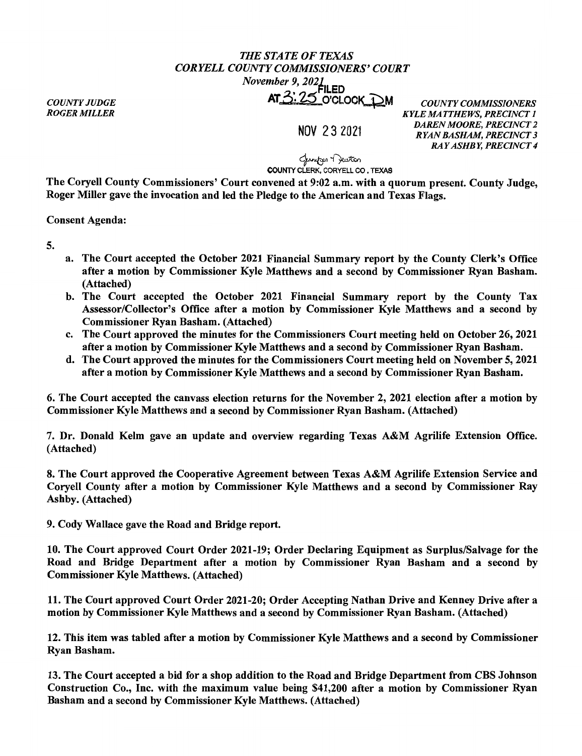*THE STATE OF TEXAS*
*CORYELL COUNTY COMMISSIONERS' COURT*
*November 9, 2021*

FILED
AT 3:25 O'CLOCK PM

NOV 23 2021

Jennifer Newton
COUNTY CLERK, CORYELL CO., TEXAS

*COUNTY JUDGE*
*ROGER MILLER*

*COUNTY COMMISSIONERS*
*KYLE MATTHEWS, PRECINCT 1*
*DAREN MOORE, PRECINCT 2*
*RYAN BASHAM, PRECINCT 3*
*RAY ASHBY, PRECINCT 4*

**The Coryell County Commissioners' Court convened at 9:02 a.m. with a quorum present. County Judge, Roger Miller gave the invocation and led the Pledge to the American and Texas Flags.**

**Consent Agenda:**

**5.**

- **a. The Court accepted the October 2021 Financial Summary report by the County Clerk's Office after a motion by Commissioner Kyle Matthews and a second by Commissioner Ryan Basham. (Attached)**
- **b. The Court accepted the October 2021 Financial Summary report by the County Tax Assessor/Collector's Office after a motion by Commissioner Kyle Matthews and a second by Commissioner Ryan Basham. (Attached)**
- **c. The Court approved the minutes for the Commissioners Court meeting held on October 26, 2021 after a motion by Commissioner Kyle Matthews and a second by Commissioner Ryan Basham.**
- **d. The Court approved the minutes for the Commissioners Court meeting held on November 5, 2021 after a motion by Commissioner Kyle Matthews and a second by Commissioner Ryan Basham.**

**6. The Court accepted the canvass election returns for the November 2, 2021 election after a motion by Commissioner Kyle Matthews and a second by Commissioner Ryan Basham. (Attached)**

**7. Dr. Donald Kelm gave an update and overview regarding Texas A&M Agrilife Extension Office. (Attached)**

**8. The Court approved the Cooperative Agreement between Texas A&M Agrilife Extension Service and Coryell County after a motion by Commissioner Kyle Matthews and a second by Commissioner Ray Ashby. (Attached)**

**9. Cody Wallace gave the Road and Bridge report.**

**10. The Court approved Court Order 2021-19; Order Declaring Equipment as Surplus/Salvage for the Road and Bridge Department after a motion by Commissioner Ryan Basham and a second by Commissioner Kyle Matthews. (Attached)**

**11. The Court approved Court Order 2021-20; Order Accepting Nathan Drive and Kenney Drive after a motion by Commissioner Kyle Matthews and a second by Commissioner Ryan Basham. (Attached)**

**12. This item was tabled after a motion by Commissioner Kyle Matthews and a second by Commissioner Ryan Basham.**

**13. The Court accepted a bid for a shop addition to the Road and Bridge Department from CBS Johnson Construction Co., Inc. with the maximum value being $41,200 after a motion by Commissioner Ryan Basham and a second by Commissioner Kyle Matthews. (Attached)**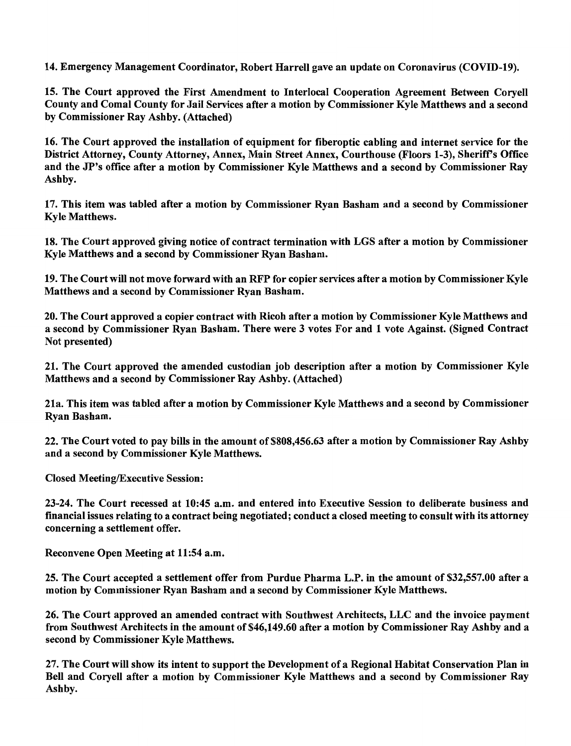**14. Emergency Management Coordinator, Robert Harrell gave an update on Coronavirus (COVID-19).**

**15. The Court approved the First Amendment to Interlocal Cooperation Agreement Between Coryell County and Comal County for Jail Services after a motion by Commissioner Kyle Matthews and a second by Commissioner Ray Ashby. (Attached)**

**16. The Court approved the installation of equipment for fiberoptic cabling and internet service for the District Attorney, County Attorney, Annex, Main Street Annex, Courthouse (Floors 1-3), Sheriff's Office and the JP's office after a motion by Commissioner Kyle Matthews and a second by Commissioner Ray Ashby.**

**17. This item was tabled after a motion by Commissioner Ryan Basham and a second by Commissioner Kyle Matthews.**

**18. The Court approved giving notice of contract termination with LGS after a motion by Commissioner Kyle Matthews and a second by Commissioner Ryan Basham.**

**19. The Court will not move forward with an RFP for copier services after a motion by Commissioner Kyle Matthews and a second by Commissioner Ryan Basham.**

**20. The Court approved a copier contract with Ricoh after a motion by Commissioner Kyle Matthews and a second by Commissioner Ryan Basham. There were 3 votes For and 1 vote Against. (Signed Contract Not presented)**

**21. The Court approved the amended custodian job description after a motion by Commissioner Kyle Matthews and a second by Commissioner Ray Ashby. (Attached)**

**21a. This item was tabled after a motion by Commissioner Kyle Matthews and a second by Commissioner Ryan Basham.**

**22. The Court voted to pay bills in the amount of $808,456.63 after a motion by Commissioner Ray Ashby and a second by Commissioner Kyle Matthews.**

**Closed Meeting/Executive Session:**

**23-24. The Court recessed at 10:45 a.m. and entered into Executive Session to deliberate business and financial issues relating to a contract being negotiated; conduct a closed meeting to consult with its attorney concerning a settlement offer.**

**Reconvene Open Meeting at 11:54 a.m.**

**25. The Court accepted a settlement offer from Purdue Pharma L.P. in the amount of $32,557.00 after a motion by Commissioner Ryan Basham and a second by Commissioner Kyle Matthews.**

**26. The Court approved an amended contract with Southwest Architects, LLC and the invoice payment from Southwest Architects in the amount of $46,149.60 after a motion by Commissioner Ray Ashby and a second by Commissioner Kyle Matthews.**

**27. The Court will show its intent to support the Development of a Regional Habitat Conservation Plan in Bell and Coryell after a motion by Commissioner Kyle Matthews and a second by Commissioner Ray Ashby.**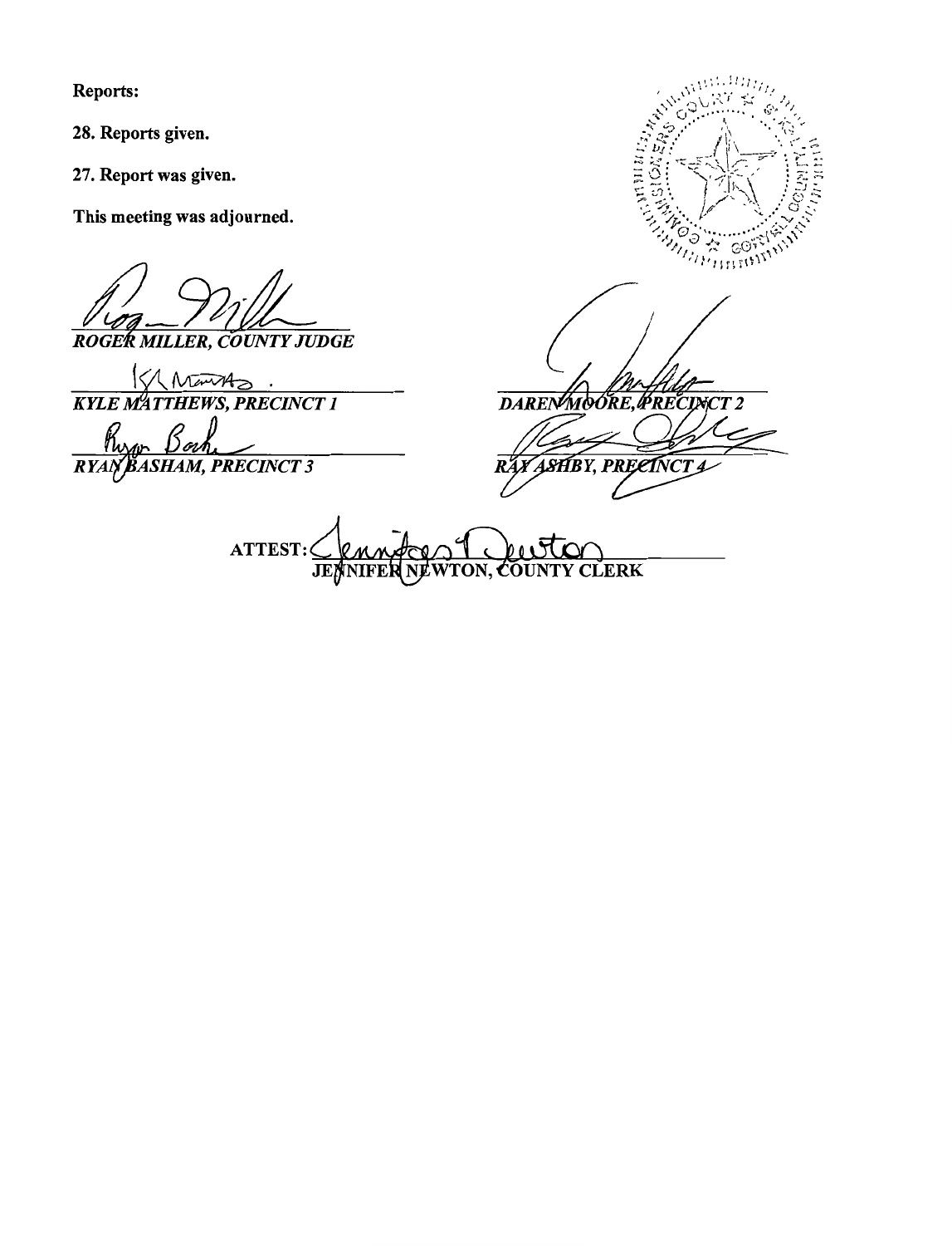**Reports:**

**28. Reports given.**

**27. Report was given.**

**This meeting was adjourned.**

*ROGER MILLER, COUNTY JUDGE*

*KYLE MATTHEWS, PRECINCT 1*

*DAREN MOORE, PRECINCT 2*

*RYAN BASHAM, PRECINCT 3*

*RAY ASHBY, PRECINCT 4*

**ATTEST:** **JENNIFER NEWTON, COUNTY CLERK**